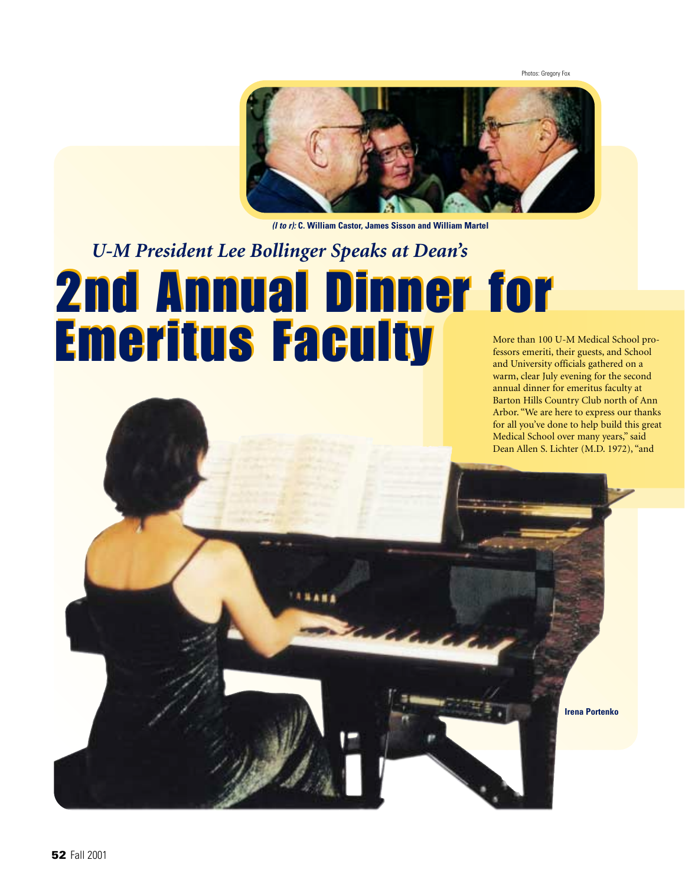Photos: Gregory Fox

*(l to r):* **C. William Castor, James Sisson and William Martel**

## *U-M President Lee Bollinger Speaks at Dean's*

# 2nd Annual Dinner for Emeritus Faculty

More than 100 U-M Medical School professors emeriti, their guests, and School and University officials gathered on a warm, clear July evening for the second annual dinner for emeritus faculty at Barton Hills Country Club north of Ann Arbor. "We are here to express our thanks for all you've done to help build this great Medical School over many years," said Dean Allen S. Lichter (M.D. 1972), "and

**Irena Portenko**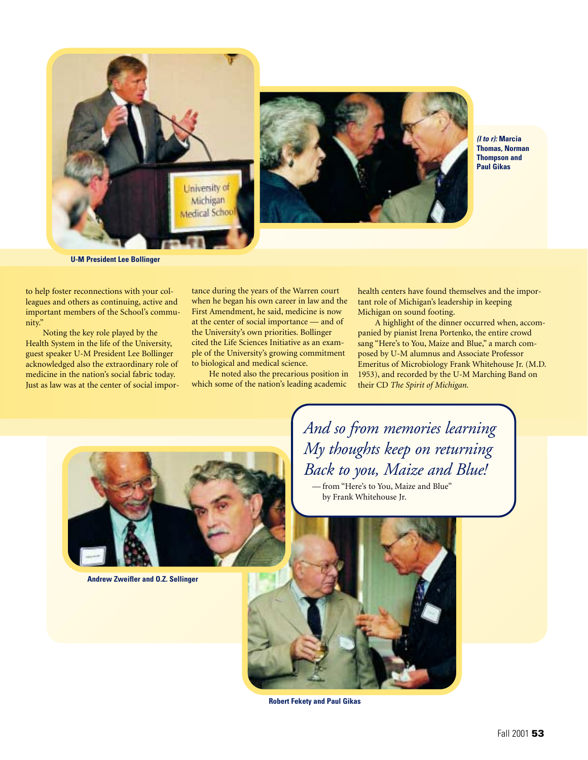U-M President Lee Bollinger

*(l to r):* **Marcia Thomas, Norman Thompson and Paul Gikas**

to help foster reconnections with your colleagues and others as continuing, active and important members of the School's community."

Noting the key role played by the Health System in the life of the University, guest speaker U-M President Lee Bollinger acknowledged also the extraordinary role of medicine in the nation's social fabric today. Just as law was at the center of social importance during the years of the Warren court when he began his own career in law and the First Amendment, he said, medicine is now at the center of social importance — and of the University's own priorities. Bollinger cited the Life Sciences Initiative as an example of the University's growing commitment to biological and medical science.

He noted also the precarious position in which some of the nation's leading academic health centers have found themselves and the important role of Michigan's leadership in keeping Michigan on sound footing.

A highlight of the dinner occurred when, accompanied by pianist Irena Portenko, the entire crowd sang "Here's to You, Maize and Blue," a march composed by U-M alumnus and Associate Professor Emeritus of Microbiology Frank Whitehouse Jr. (M.D. 1953), and recorded by the U-M Marching Band on their CD *The Spirit of Michigan.*

*And so from memories learning*
*My thoughts keep on returning*
*Back to you, Maize and Blue!*

— from "Here's to You, Maize and Blue" by Frank Whitehouse Jr.

**Andrew Zweifler and O.Z. Sellinger**

**Robert Fekety and Paul Gikas**